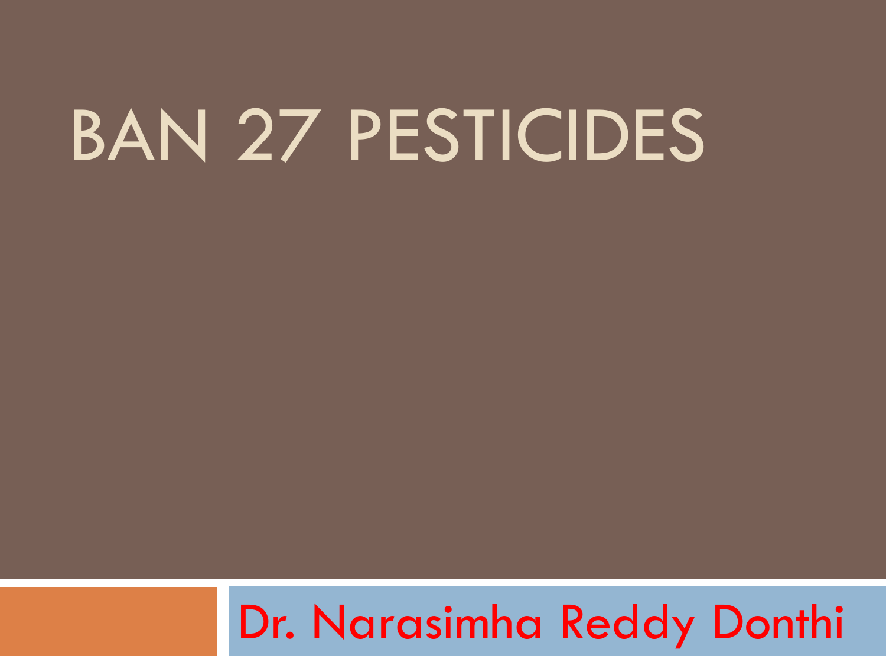# BAN 27 PESTICIDES

Dr. Narasimha Reddy Donthi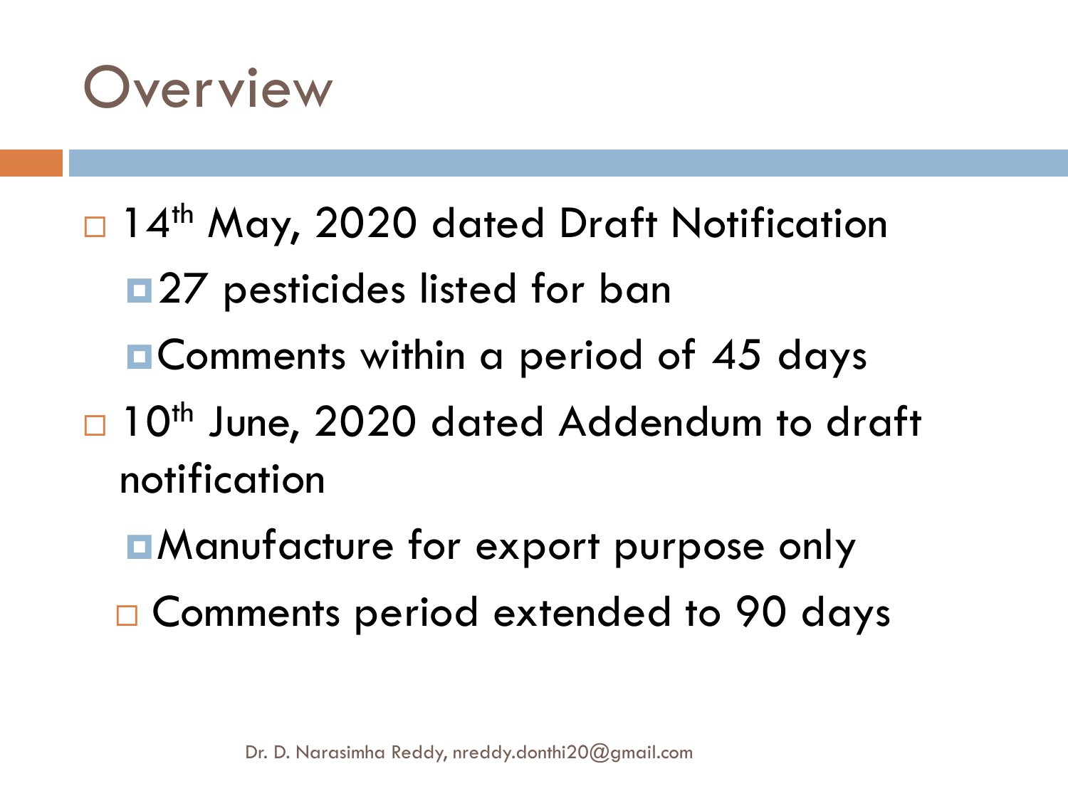# Overview

- 14th May, 2020 dated Draft Notification
  - 27 pesticides listed for ban
  - Comments within a period of 45 days
- 10th June, 2020 dated Addendum to draft notification
  - Manufacture for export purpose only
  - Comments period extended to 90 days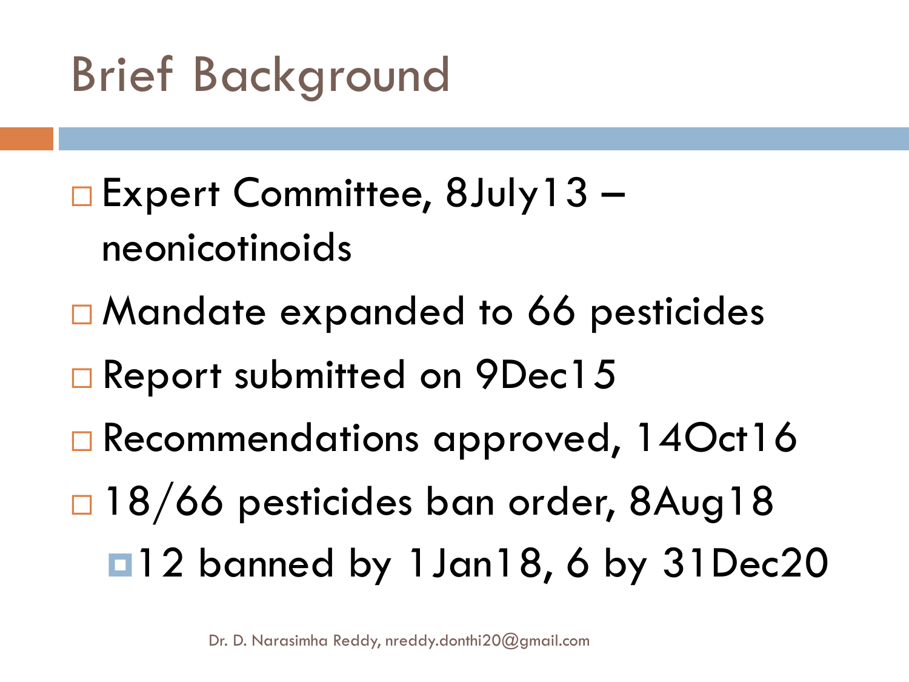# Brief Background

- Expert Committee, 8July13 – neonicotinoids
- Mandate expanded to 66 pesticides
- Report submitted on 9Dec15
- Recommendations approved, 14Oct16
- 18/66 pesticides ban order, 8Aug18
  - 12 banned by 1Jan18, 6 by 31Dec20

Dr. D. Narasimha Reddy, nreddy.donthi20@gmail.com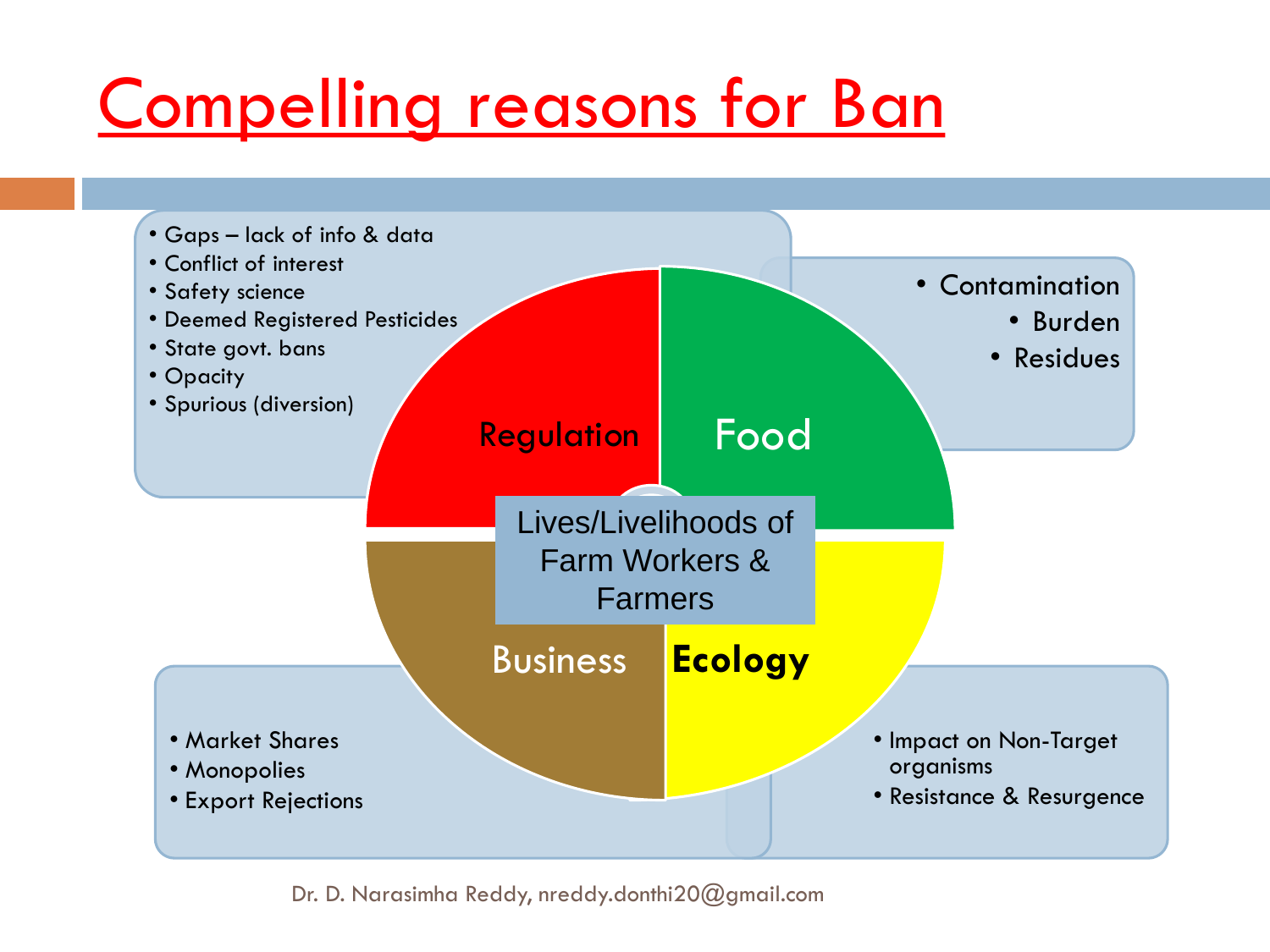# Compelling reasons for Ban

**Regulation**

- Gaps – lack of info & data
- Conflict of interest
- Safety science
- Deemed Registered Pesticides
- State govt. bans
- Opacity
- Spurious (diversion)

**Food**

- Contamination
- Burden
- Residues

**Business**

- Market Shares
- Monopolies
- Export Rejections

**Ecology**

- Impact on Non-Target organisms
- Resistance & Resurgence

**Lives/Livelihoods of Farm Workers & Farmers**

Dr. D. Narasimha Reddy, nreddy.donthi20@gmail.com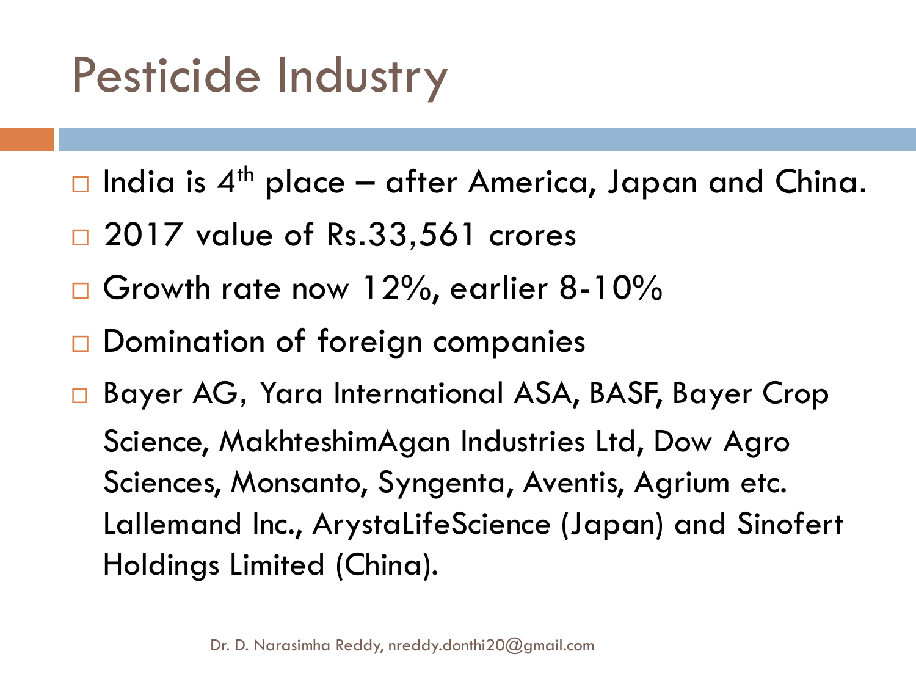# Pesticide Industry

- India is 4th place – after America, Japan and China.
- 2017 value of Rs.33,561 crores
- Growth rate now 12%, earlier 8-10%
- Domination of foreign companies
- Bayer AG, Yara International ASA, BASF, Bayer Crop Science, MakhteshimAgan Industries Ltd, Dow Agro Sciences, Monsanto, Syngenta, Aventis, Agrium etc. Lallemand Inc., ArystaLifeScience (Japan) and Sinofert Holdings Limited (China).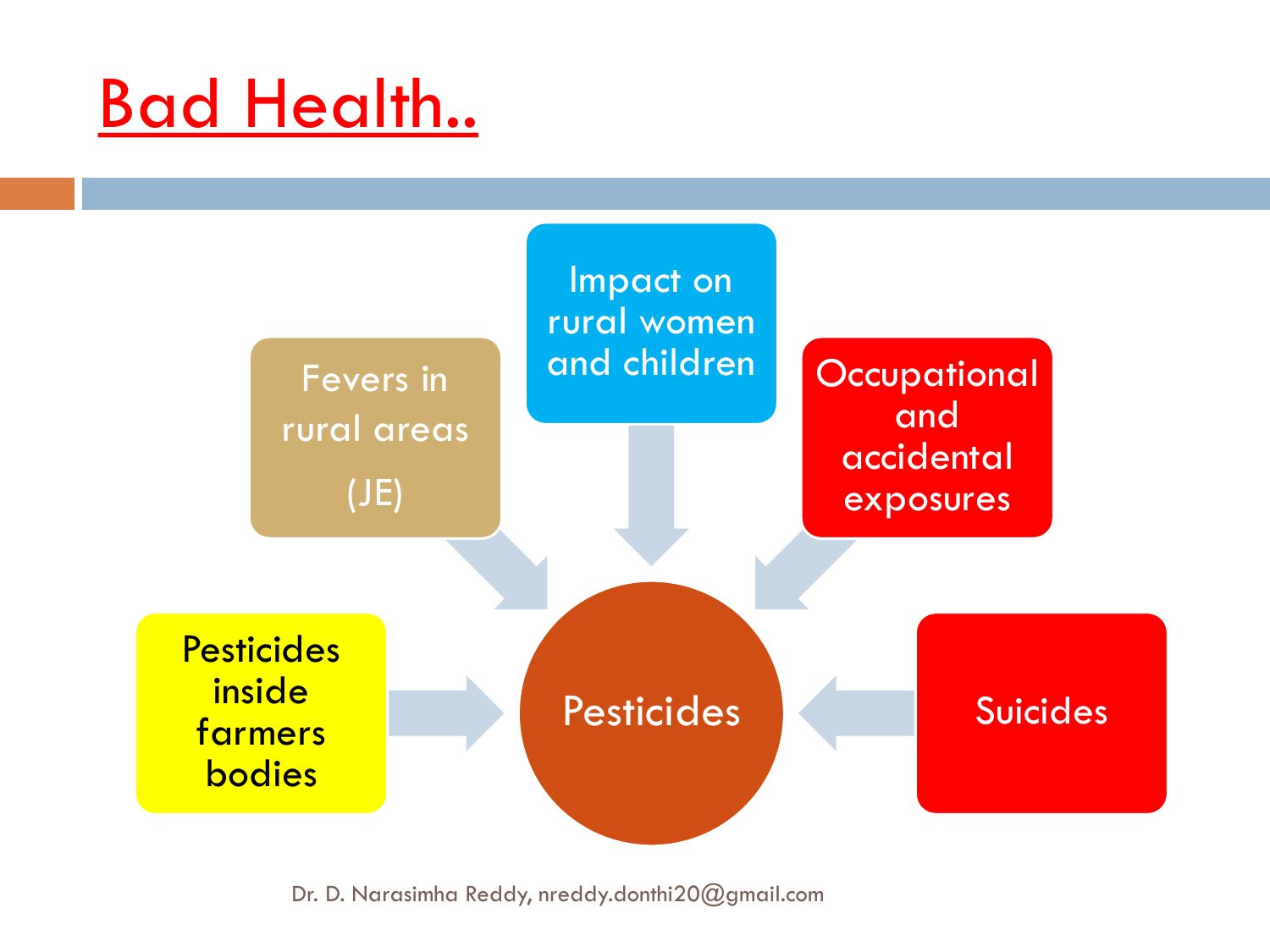# Bad Health..

- Fevers in rural areas (JE)
- Impact on rural women and children
- Occupational and accidental exposures
- Pesticides inside farmers bodies
- Suicides

Pesticides

Dr. D. Narasimha Reddy, nreddy.donthi20@gmail.com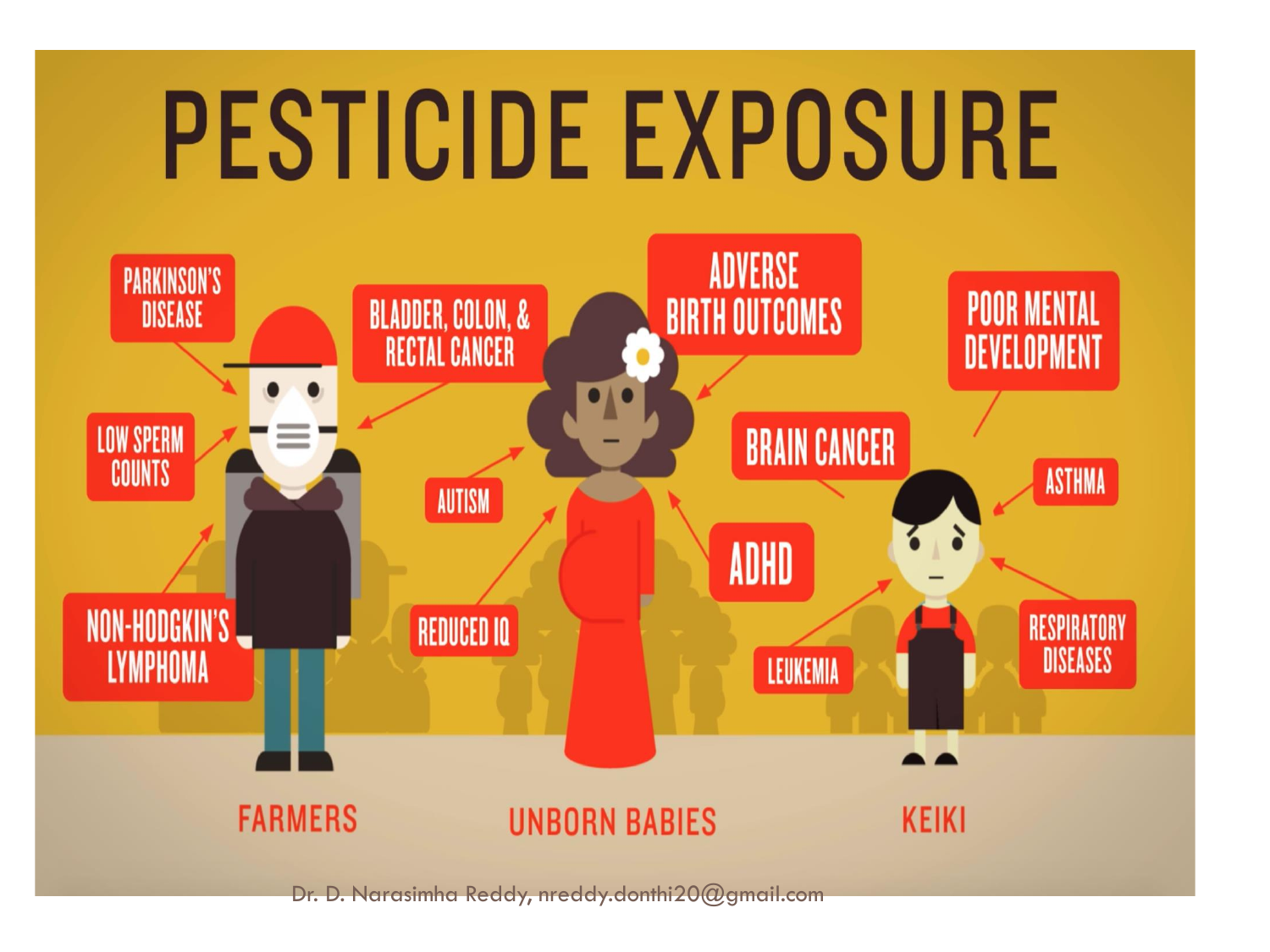# PESTICIDE EXPOSURE

**FARMERS**

- PARKINSON'S DISEASE
- LOW SPERM COUNTS
- NON-HODGKIN'S LYMPHOMA
- BLADDER, COLON, & RECTAL CANCER

**UNBORN BABIES**

- ADVERSE BIRTH OUTCOMES
- AUTISM
- REDUCED IQ
- ADHD

**KEIKI**

- POOR MENTAL DEVELOPMENT
- BRAIN CANCER
- ASTHMA
- LEUKEMIA
- RESPIRATORY DISEASES

Dr. D. Narasimha Reddy, nreddy.donthi20@gmail.com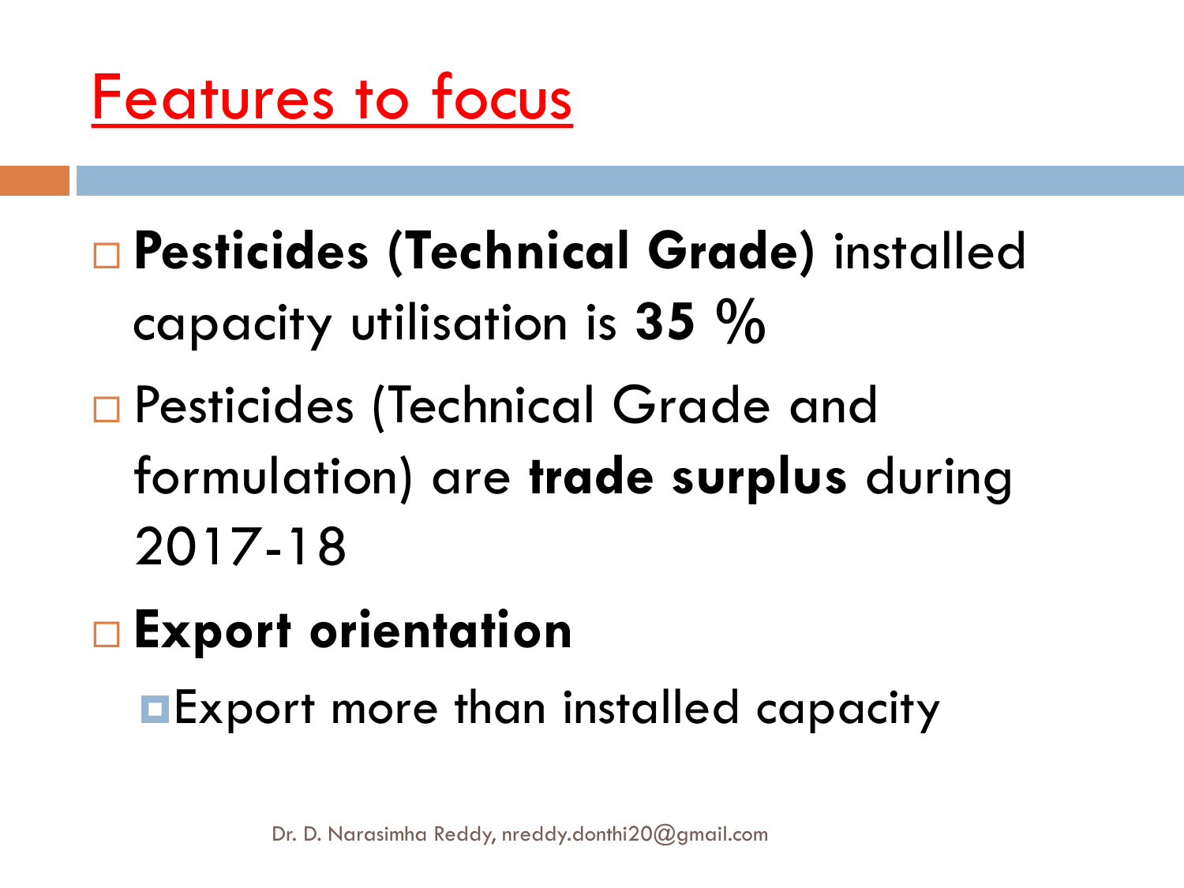## Features to focus

- **Pesticides (Technical Grade**) installed capacity utilisation is **35 %**
- Pesticides (Technical Grade and formulation) are **trade surplus** during 2017-18
- **Export orientation**
  - Export more than installed capacity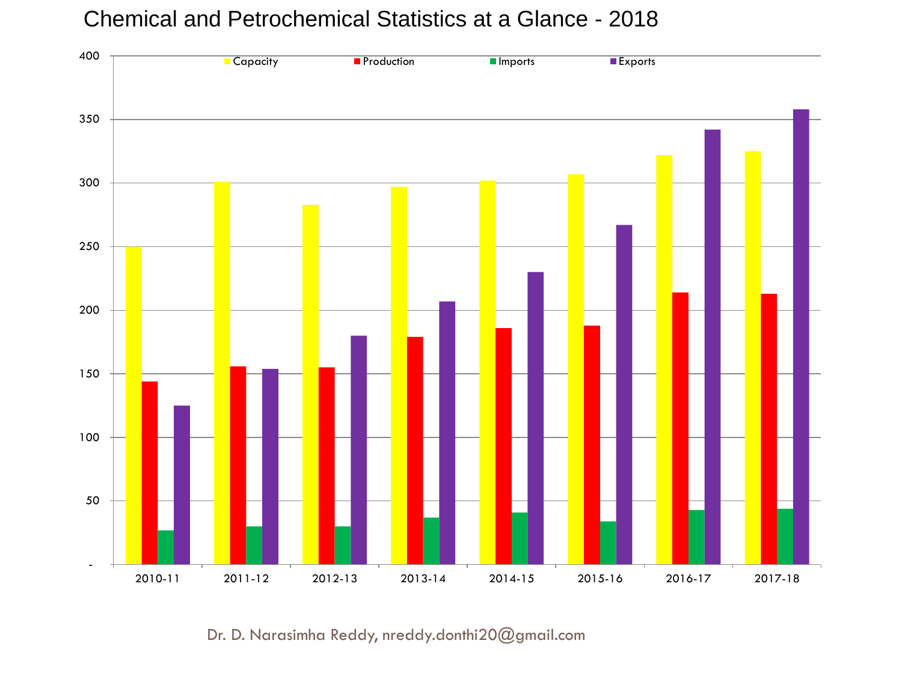# Chemical and Petrochemical Statistics at a Glance - 2018

Capacity Production Imports Exports

400
350
300
250
200
150
100
50
-

2010-11 2011-12 2012-13 2013-14 2014-15 2015-16 2016-17 2017-18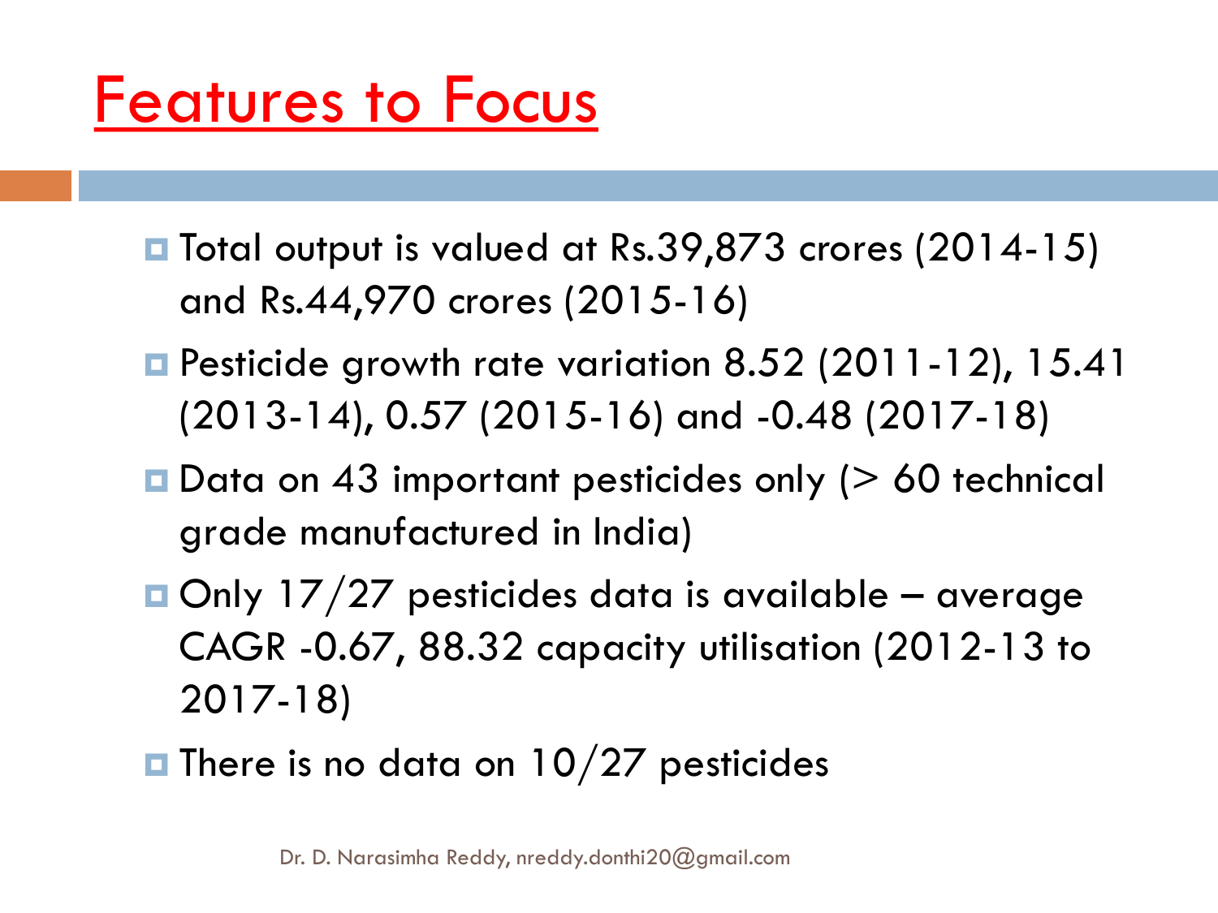# Features to Focus

- Total output is valued at Rs.39,873 crores (2014-15) and Rs.44,970 crores (2015-16)
- Pesticide growth rate variation 8.52 (2011-12), 15.41 (2013-14), 0.57 (2015-16) and -0.48 (2017-18)
- Data on 43 important pesticides only (> 60 technical grade manufactured in India)
- Only 17/27 pesticides data is available – average CAGR -0.67, 88.32 capacity utilisation (2012-13 to 2017-18)
- There is no data on 10/27 pesticides

Dr. D. Narasimha Reddy, nreddy.donthi20@gmail.com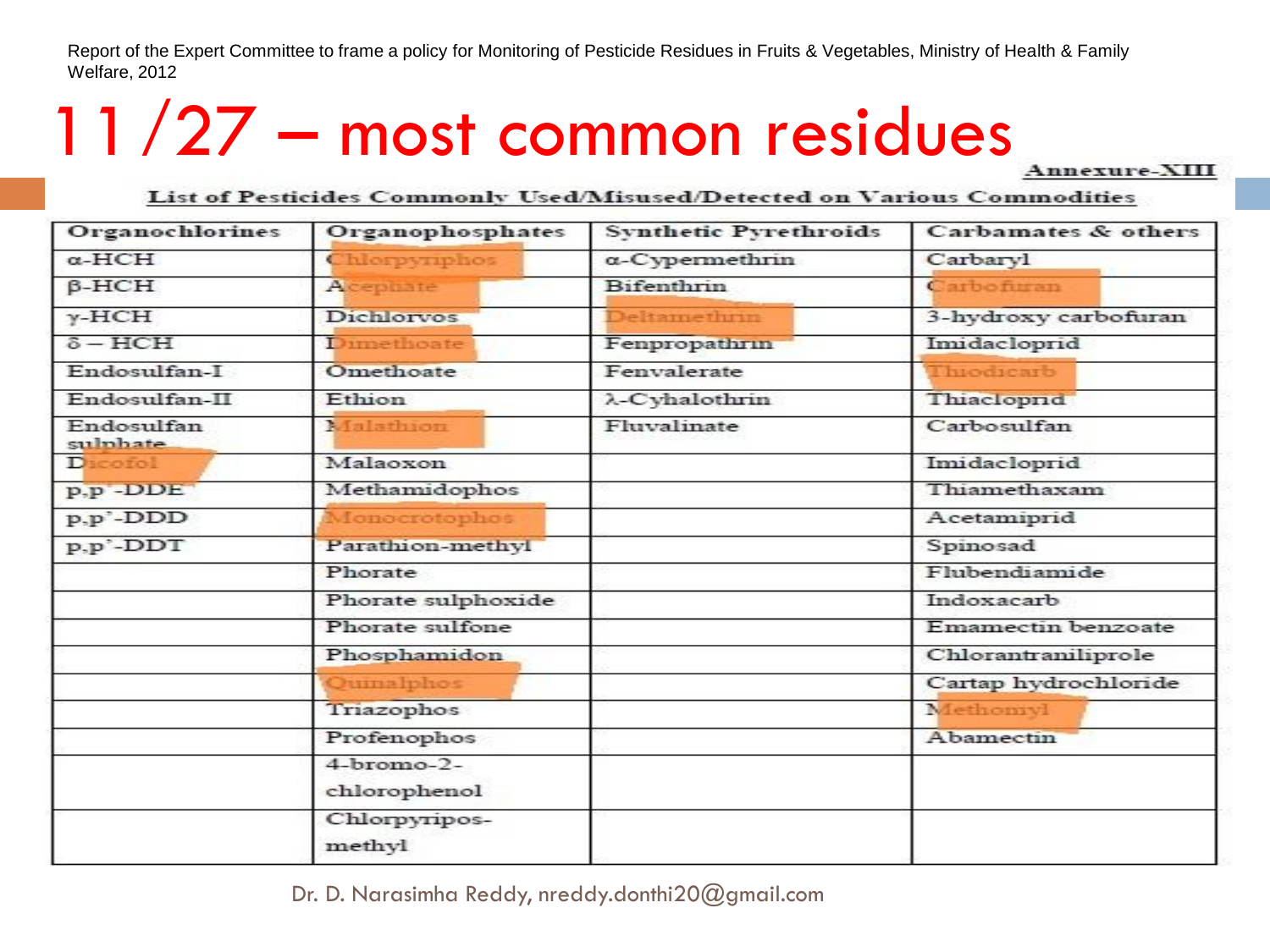Report of the Expert Committee to frame a policy for Monitoring of Pesticide Residues in Fruits & Vegetables, Ministry of Health & Family Welfare, 2012

# 11/27 – most common residues

Annexure-XIII

List of Pesticides Commonly Used/Misused/Detected on Various Commodities

| Organochlorines | Organophosphates | Synthetic Pyrethroids | Carbamates & others |
|---|---|---|---|
| α-HCH | Chlorpyriphos | α-Cypermethrin | Carbaryl |
| β-HCH | Acephate | Bifenthrin | Carbofuran |
| γ-HCH | Dichlorvos | Deltamethrin | 3-hydroxy carbofuran |
| δ – HCH | Dimethoate | Fenpropathrin | Imidacloprid |
| Endosulfan-I | Omethoate | Fenvalerate | Thiodicarb |
| Endosulfan-II | Ethion | λ-Cyhalothrin | Thiacloprid |
| Endosulfan sulphate | Malathion | Fluvalinate | Carbosulfan |
| Dicofol | Malaoxon | | Imidacloprid |
| p,p'-DDE | Methamidophos | | Thiamethaxam |
| p,p'-DDD | Monocrotophos | | Acetamiprid |
| p,p'-DDT | Parathion-methyl | | Spinosad |
| | Phorate | | Flubendiamide |
| | Phorate sulphoxide | | Indoxacarb |
| | Phorate sulfone | | Emamectin benzoate |
| | Phosphamidon | | Chlorantraniliprole |
| | Quinalphos | | Cartap hydrochloride |
| | Triazophos | | Methomyl |
| | Profenophos | | Abamectin |
| | 4-bromo-2-chlorophenol | | |
| | Chlorpyripos-methyl | | |

Dr. D. Narasimha Reddy, nreddy.donthi20@gmail.com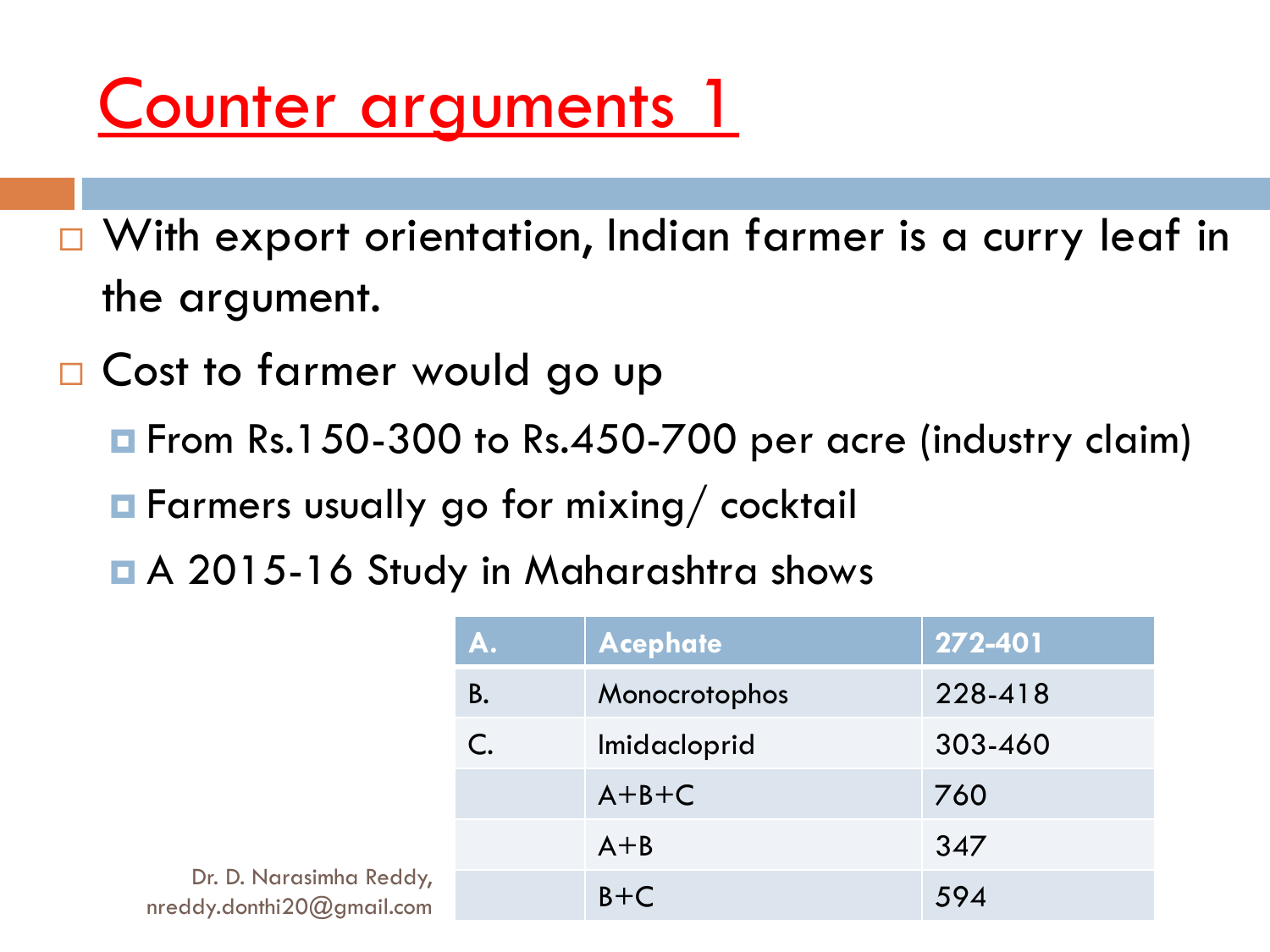# Counter arguments 1

- With export orientation, Indian farmer is a curry leaf in the argument.
- Cost to farmer would go up
  - From Rs.150-300 to Rs.450-700 per acre (industry claim)
  - Farmers usually go for mixing/ cocktail
  - A 2015-16 Study in Maharashtra shows

| A. | Acephate | 272-401 |
|---|---|---|
| B. | Monocrotophos | 228-418 |
| C. | Imidacloprid | 303-460 |
| | A+B+C | 760 |
| | A+B | 347 |
| | B+C | 594 |

Dr. D. Narasimha Reddy, nreddy.donthi20@gmail.com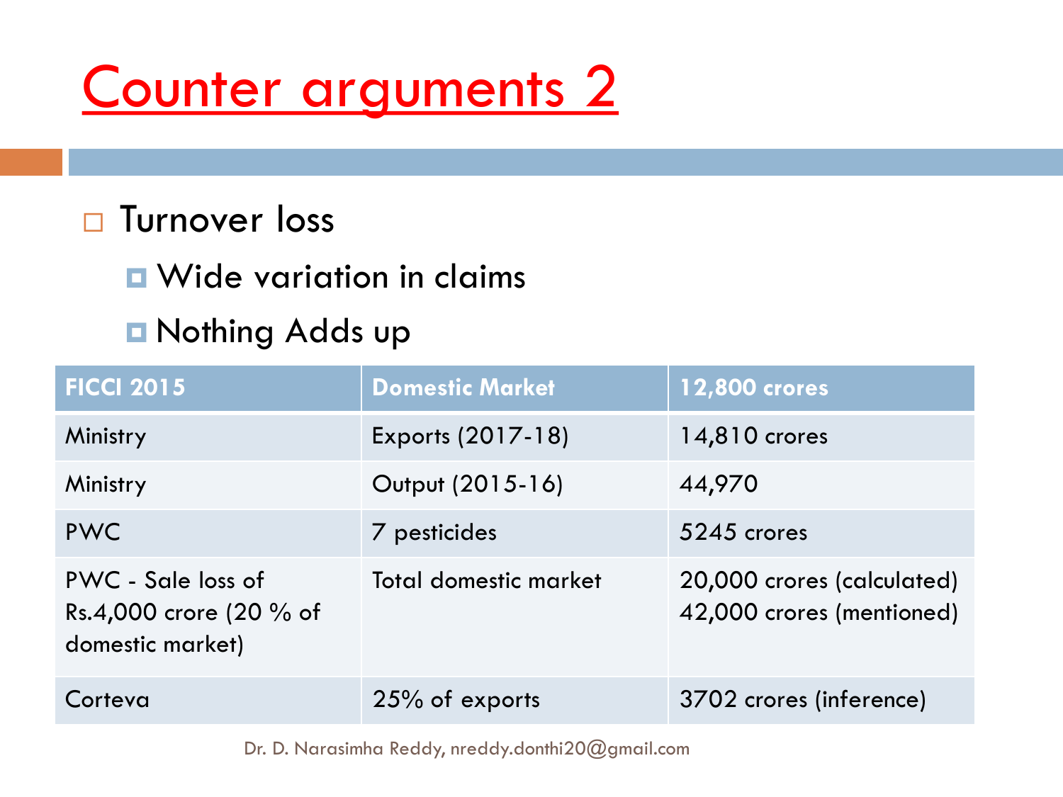# Counter arguments 2

- Turnover loss
  - Wide variation in claims
  - Nothing Adds up

| FICCI 2015 | Domestic Market | 12,800 crores |
|---|---|---|
| Ministry | Exports (2017-18) | 14,810 crores |
| Ministry | Output (2015-16) | 44,970 |
| PWC | 7 pesticides | 5245 crores |
| PWC - Sale loss of Rs.4,000 crore (20 % of domestic market) | Total domestic market | 20,000 crores (calculated) 42,000 crores (mentioned) |
| Corteva | 25% of exports | 3702 crores (inference) |

Dr. D. Narasimha Reddy, nreddy.donthi20@gmail.com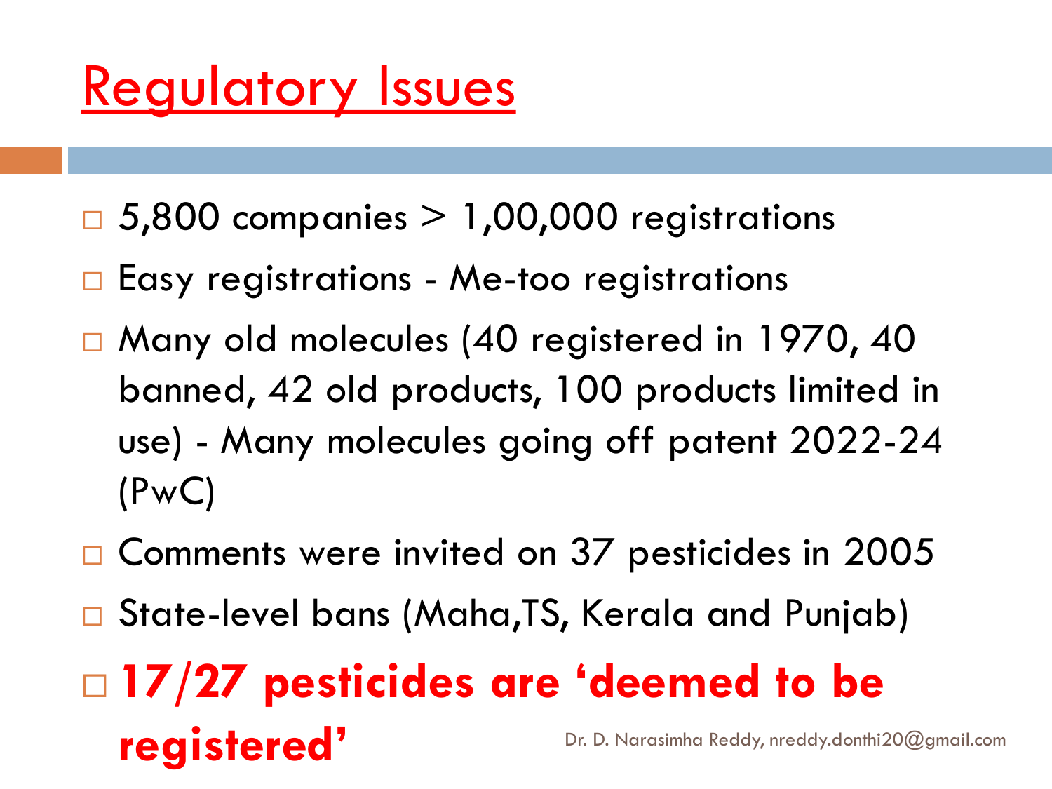# Regulatory Issues

- 5,800 companies > 1,00,000 registrations
- Easy registrations - Me-too registrations
- Many old molecules (40 registered in 1970, 40 banned, 42 old products, 100 products limited in use) - Many molecules going off patent 2022-24 (PwC)
- Comments were invited on 37 pesticides in 2005
- State-level bans (Maha,TS, Kerala and Punjab)
- **17/27 pesticides are 'deemed to be registered'**

Dr. D. Narasimha Reddy, nreddy.donthi20@gmail.com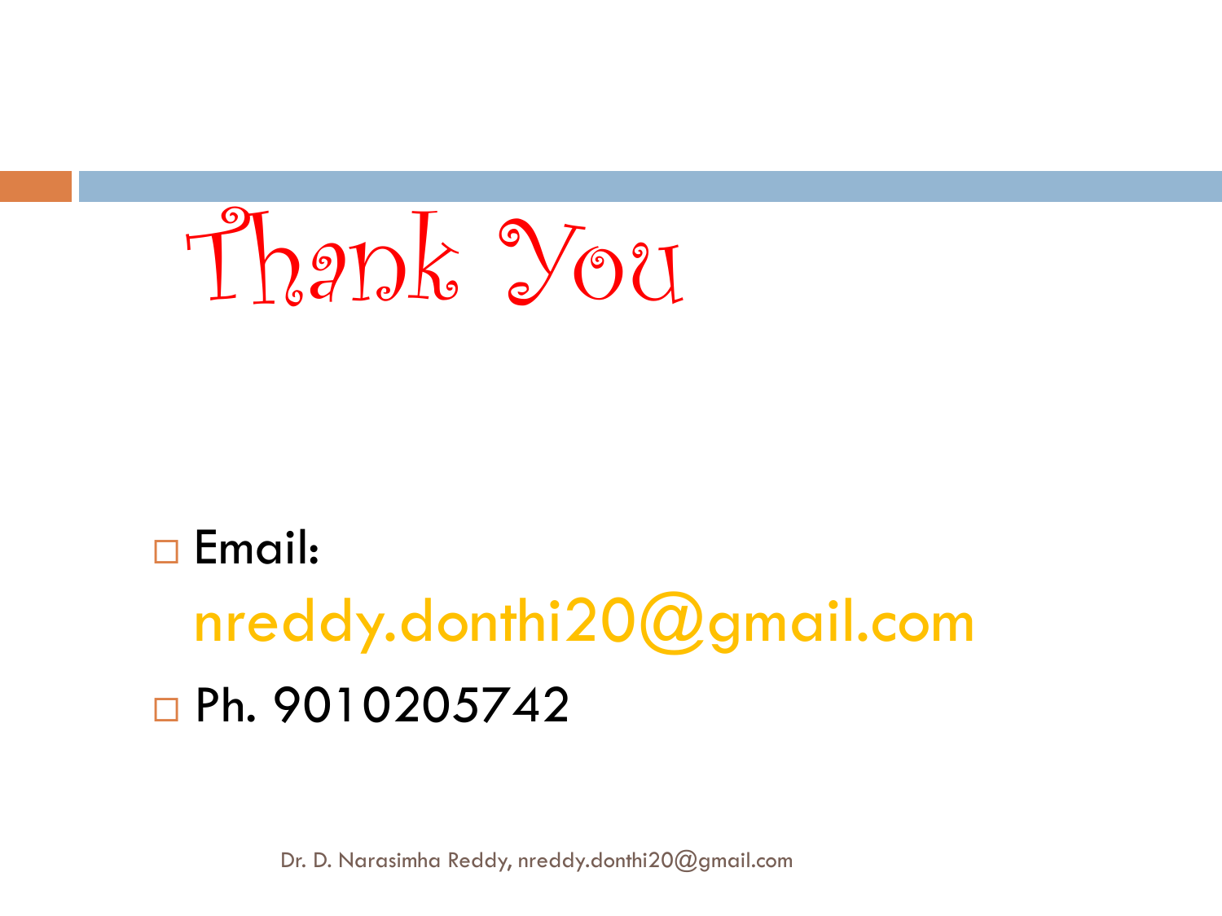# Thank You

- Email: nreddy.donthi20@gmail.com
- Ph. 9010205742